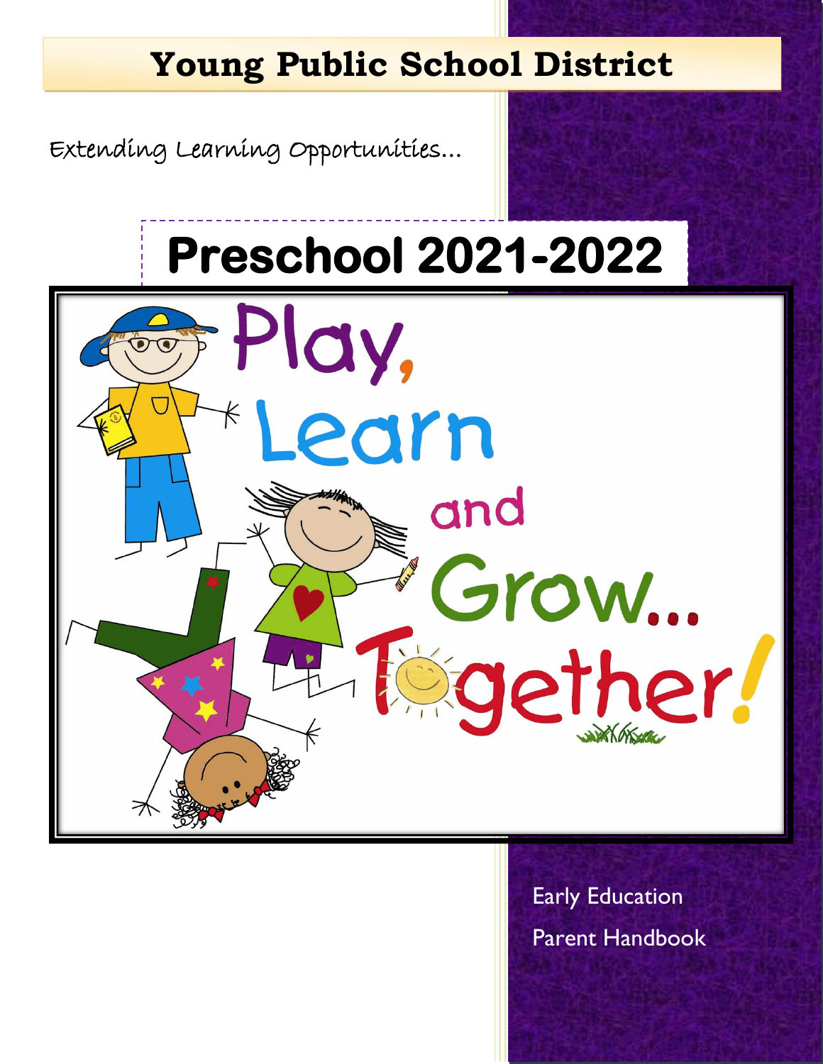# Young Public School District

Extending Learning Opportunities…

## Preschool 2021-2022

Play, Learn and Grow… Together!

Early Education

Parent Handbook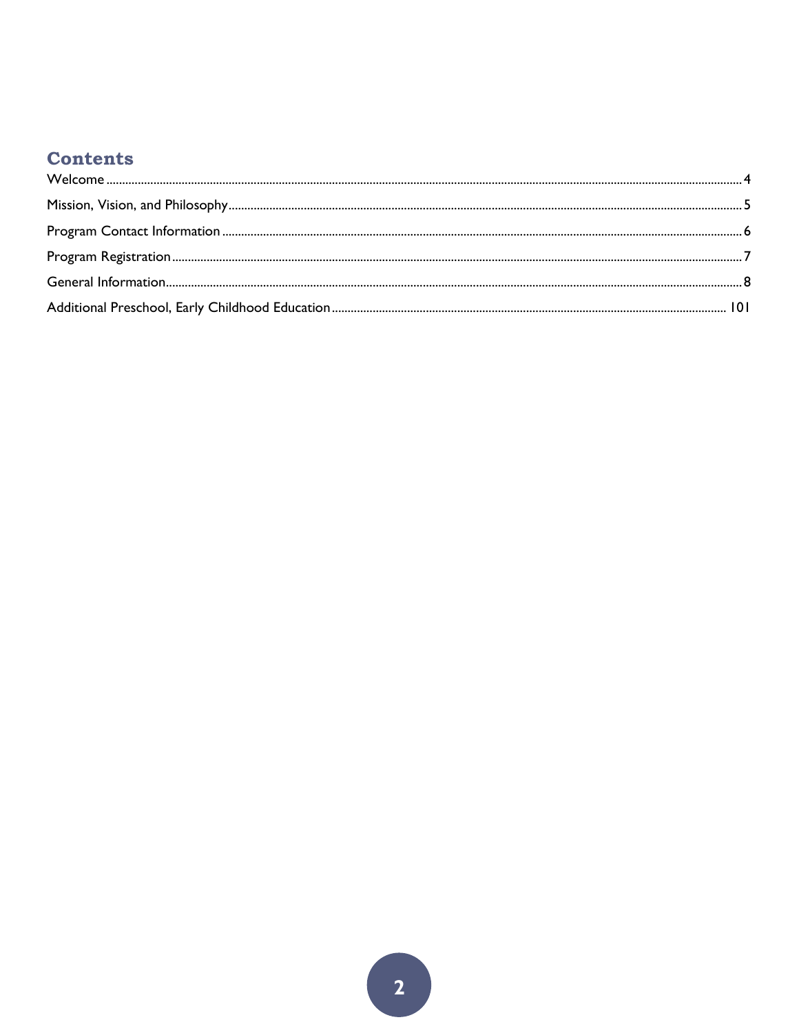## Contents

Welcome ........................................................................................................................................ 4

Mission, Vision, and Philosophy .................................................................................................... 5

Program Contact Information ....................................................................................................... 6

Program Registration ................................................................................................................... 7

General Information ..................................................................................................................... 8

Additional Preschool, Early Childhood Education ...................................................................... 101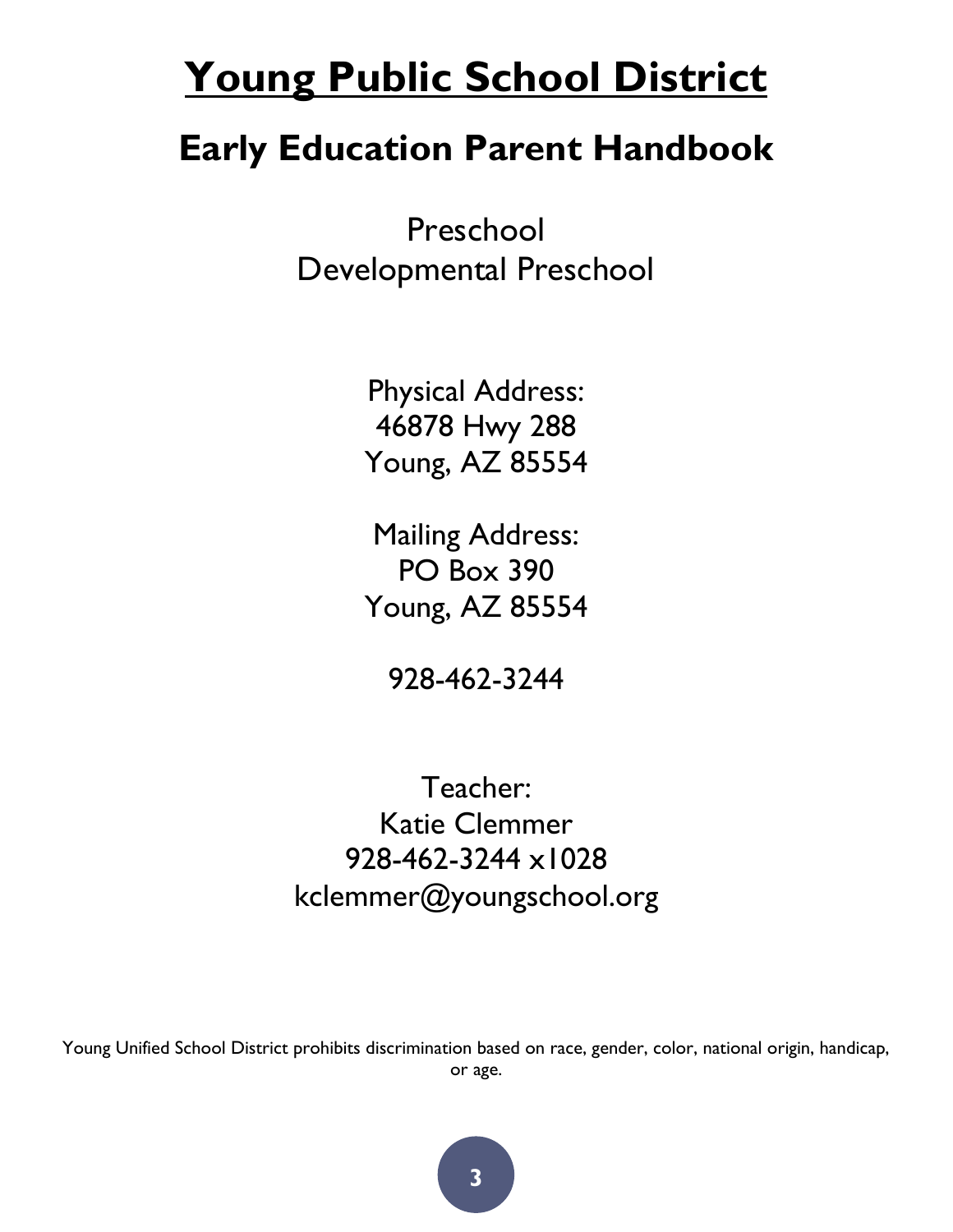# Young Public School District

## Early Education Parent Handbook

Preschool
Developmental Preschool

Physical Address:
46878 Hwy 288
Young, AZ 85554

Mailing Address:
PO Box 390
Young, AZ 85554

928-462-3244

Teacher:
Katie Clemmer
928-462-3244 x1028
kclemmer@youngschool.org

Young Unified School District prohibits discrimination based on race, gender, color, national origin, handicap, or age.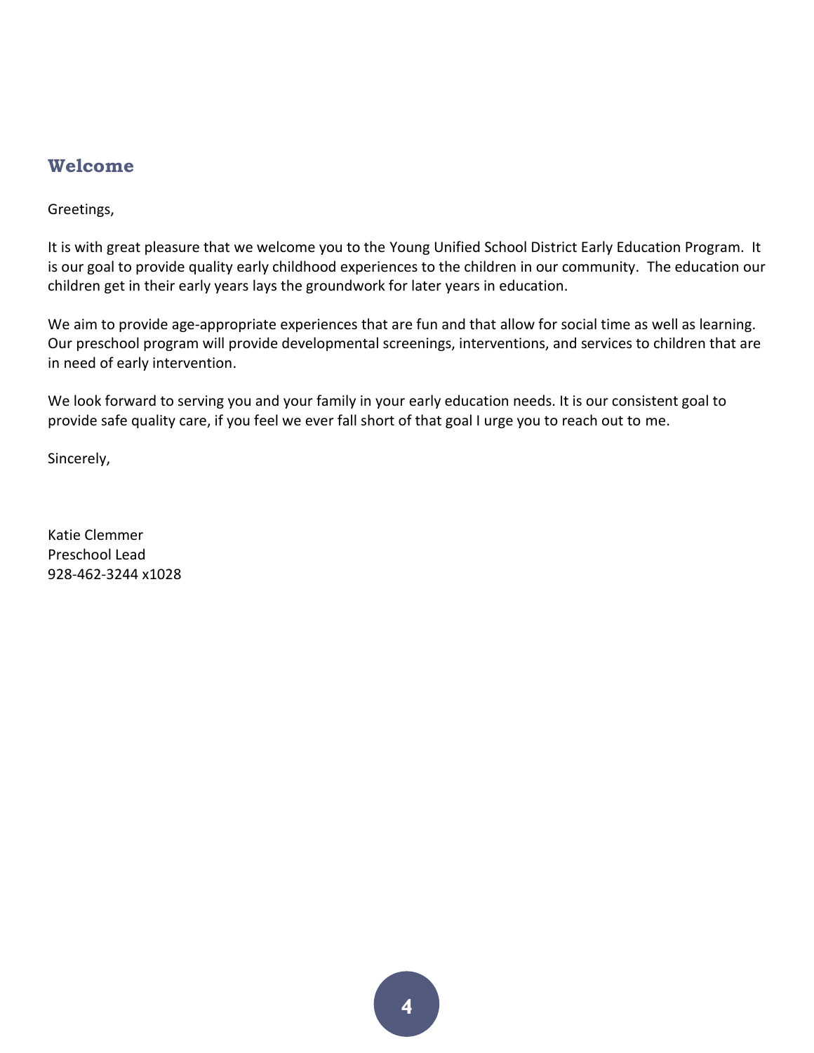## Welcome

Greetings,

It is with great pleasure that we welcome you to the Young Unified School District Early Education Program. It is our goal to provide quality early childhood experiences to the children in our community. The education our children get in their early years lays the groundwork for later years in education.

We aim to provide age-appropriate experiences that are fun and that allow for social time as well as learning. Our preschool program will provide developmental screenings, interventions, and services to children that are in need of early intervention.

We look forward to serving you and your family in your early education needs. It is our consistent goal to provide safe quality care, if you feel we ever fall short of that goal I urge you to reach out to me.

Sincerely,

Katie Clemmer
Preschool Lead
928-462-3244 x1028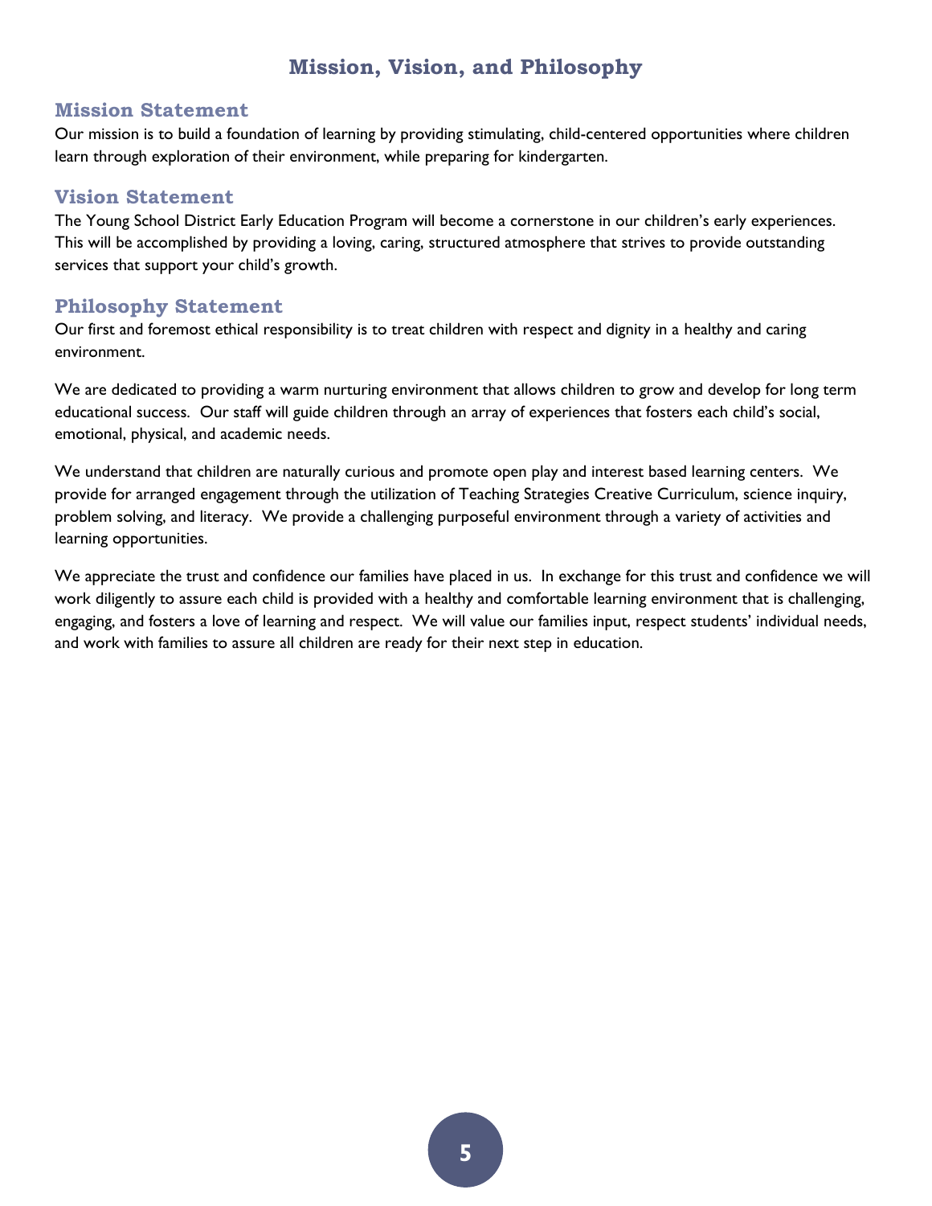# Mission, Vision, and Philosophy

## Mission Statement

Our mission is to build a foundation of learning by providing stimulating, child-centered opportunities where children learn through exploration of their environment, while preparing for kindergarten.

## Vision Statement

The Young School District Early Education Program will become a cornerstone in our children's early experiences. This will be accomplished by providing a loving, caring, structured atmosphere that strives to provide outstanding services that support your child's growth.

## Philosophy Statement

Our first and foremost ethical responsibility is to treat children with respect and dignity in a healthy and caring environment.

We are dedicated to providing a warm nurturing environment that allows children to grow and develop for long term educational success. Our staff will guide children through an array of experiences that fosters each child's social, emotional, physical, and academic needs.

We understand that children are naturally curious and promote open play and interest based learning centers. We provide for arranged engagement through the utilization of Teaching Strategies Creative Curriculum, science inquiry, problem solving, and literacy. We provide a challenging purposeful environment through a variety of activities and learning opportunities.

We appreciate the trust and confidence our families have placed in us. In exchange for this trust and confidence we will work diligently to assure each child is provided with a healthy and comfortable learning environment that is challenging, engaging, and fosters a love of learning and respect. We will value our families input, respect students' individual needs, and work with families to assure all children are ready for their next step in education.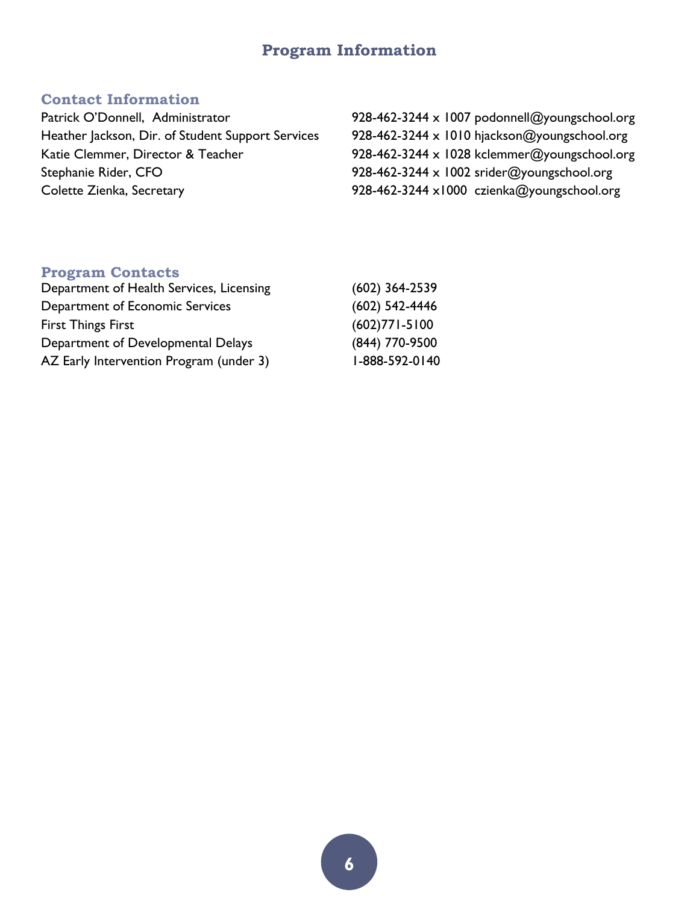# Program Information

## Contact Information

| | |
|---|---|
| Patrick O'Donnell, Administrator | 928-462-3244 x 1007 podonnell@youngschool.org |
| Heather Jackson, Dir. of Student Support Services | 928-462-3244 x 1010 hjackson@youngschool.org |
| Katie Clemmer, Director & Teacher | 928-462-3244 x 1028 kclemmer@youngschool.org |
| Stephanie Rider, CFO | 928-462-3244 x 1002 srider@youngschool.org |
| Colette Zienka, Secretary | 928-462-3244 x1000 czienka@youngschool.org |

## Program Contacts

| | |
|---|---|
| Department of Health Services, Licensing | (602) 364-2539 |
| Department of Economic Services | (602) 542-4446 |
| First Things First | (602)771-5100 |
| Department of Developmental Delays | (844) 770-9500 |
| AZ Early Intervention Program (under 3) | 1-888-592-0140 |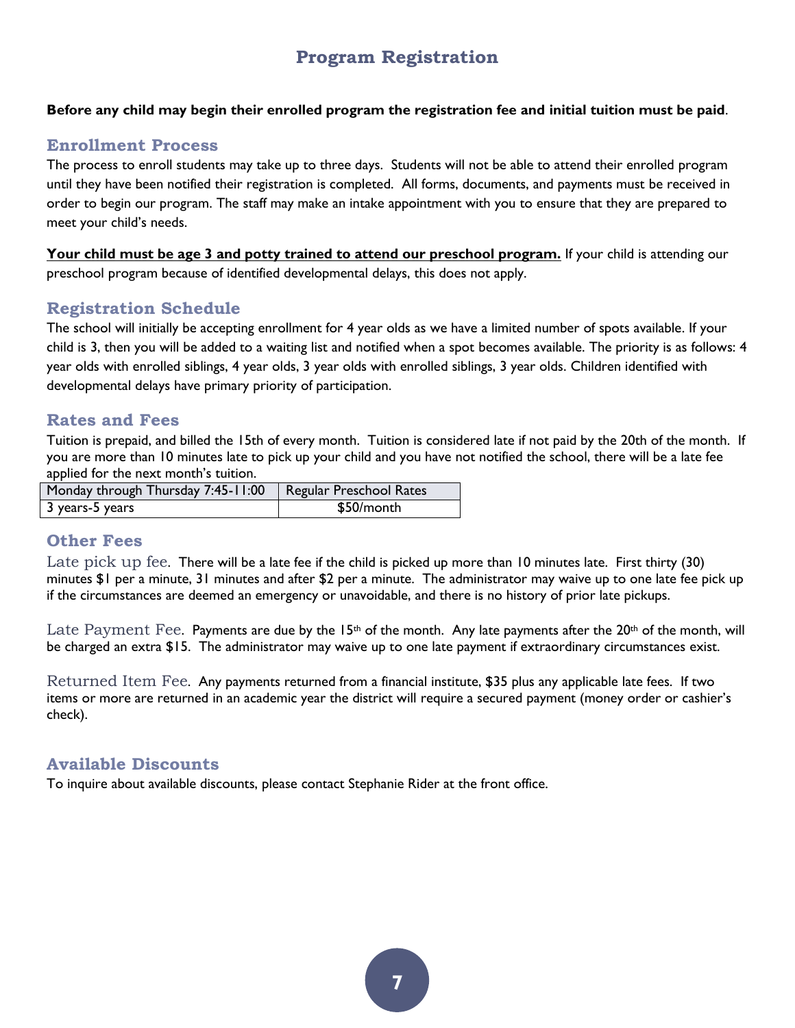# Program Registration

**Before any child may begin their enrolled program the registration fee and initial tuition must be paid**.

## Enrollment Process

The process to enroll students may take up to three days. Students will not be able to attend their enrolled program until they have been notified their registration is completed. All forms, documents, and payments must be received in order to begin our program. The staff may make an intake appointment with you to ensure that they are prepared to meet your child's needs.

**Your child must be age 3 and potty trained to attend our preschool program.** If your child is attending our preschool program because of identified developmental delays, this does not apply.

## Registration Schedule

The school will initially be accepting enrollment for 4 year olds as we have a limited number of spots available. If your child is 3, then you will be added to a waiting list and notified when a spot becomes available. The priority is as follows: 4 year olds with enrolled siblings, 4 year olds, 3 year olds with enrolled siblings, 3 year olds. Children identified with developmental delays have primary priority of participation.

## Rates and Fees

Tuition is prepaid, and billed the 15th of every month. Tuition is considered late if not paid by the 20th of the month. If you are more than 10 minutes late to pick up your child and you have not notified the school, there will be a late fee applied for the next month's tuition.

| Monday through Thursday 7:45-11:00 | Regular Preschool Rates |
|---|---|
| 3 years-5 years | $50/month |

## Other Fees

Late pick up fee. There will be a late fee if the child is picked up more than 10 minutes late. First thirty (30) minutes $1 per a minute, 31 minutes and after $2 per a minute. The administrator may waive up to one late fee pick up if the circumstances are deemed an emergency or unavoidable, and there is no history of prior late pickups.

Late Payment Fee. Payments are due by the 15th of the month. Any late payments after the 20th of the month, will be charged an extra $15. The administrator may waive up to one late payment if extraordinary circumstances exist.

Returned Item Fee. Any payments returned from a financial institute, $35 plus any applicable late fees. If two items or more are returned in an academic year the district will require a secured payment (money order or cashier's check).

## Available Discounts

To inquire about available discounts, please contact Stephanie Rider at the front office.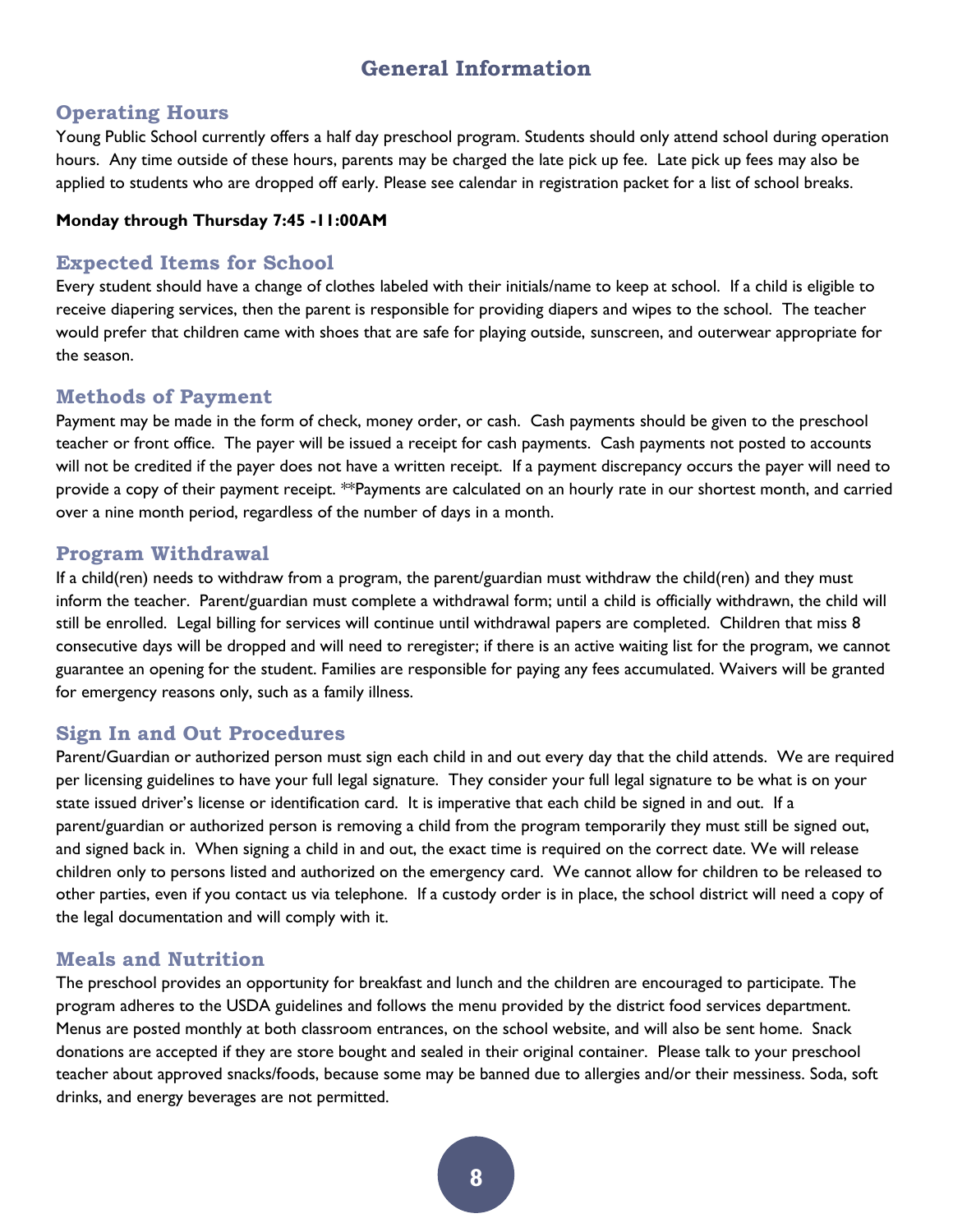# General Information

## Operating Hours

Young Public School currently offers a half day preschool program. Students should only attend school during operation hours. Any time outside of these hours, parents may be charged the late pick up fee. Late pick up fees may also be applied to students who are dropped off early. Please see calendar in registration packet for a list of school breaks.

**Monday through Thursday 7:45 -11:00AM**

## Expected Items for School

Every student should have a change of clothes labeled with their initials/name to keep at school. If a child is eligible to receive diapering services, then the parent is responsible for providing diapers and wipes to the school. The teacher would prefer that children came with shoes that are safe for playing outside, sunscreen, and outerwear appropriate for the season.

## Methods of Payment

Payment may be made in the form of check, money order, or cash. Cash payments should be given to the preschool teacher or front office. The payer will be issued a receipt for cash payments. Cash payments not posted to accounts will not be credited if the payer does not have a written receipt. If a payment discrepancy occurs the payer will need to provide a copy of their payment receipt. **Payments are calculated on an hourly rate in our shortest month, and carried over a nine month period, regardless of the number of days in a month.

## Program Withdrawal

If a child(ren) needs to withdraw from a program, the parent/guardian must withdraw the child(ren) and they must inform the teacher. Parent/guardian must complete a withdrawal form; until a child is officially withdrawn, the child will still be enrolled. Legal billing for services will continue until withdrawal papers are completed. Children that miss 8 consecutive days will be dropped and will need to reregister; if there is an active waiting list for the program, we cannot guarantee an opening for the student. Families are responsible for paying any fees accumulated. Waivers will be granted for emergency reasons only, such as a family illness.

## Sign In and Out Procedures

Parent/Guardian or authorized person must sign each child in and out every day that the child attends. We are required per licensing guidelines to have your full legal signature. They consider your full legal signature to be what is on your state issued driver's license or identification card. It is imperative that each child be signed in and out. If a parent/guardian or authorized person is removing a child from the program temporarily they must still be signed out, and signed back in. When signing a child in and out, the exact time is required on the correct date. We will release children only to persons listed and authorized on the emergency card. We cannot allow for children to be released to other parties, even if you contact us via telephone. If a custody order is in place, the school district will need a copy of the legal documentation and will comply with it.

## Meals and Nutrition

The preschool provides an opportunity for breakfast and lunch and the children are encouraged to participate. The program adheres to the USDA guidelines and follows the menu provided by the district food services department. Menus are posted monthly at both classroom entrances, on the school website, and will also be sent home. Snack donations are accepted if they are store bought and sealed in their original container. Please talk to your preschool teacher about approved snacks/foods, because some may be banned due to allergies and/or their messiness. Soda, soft drinks, and energy beverages are not permitted.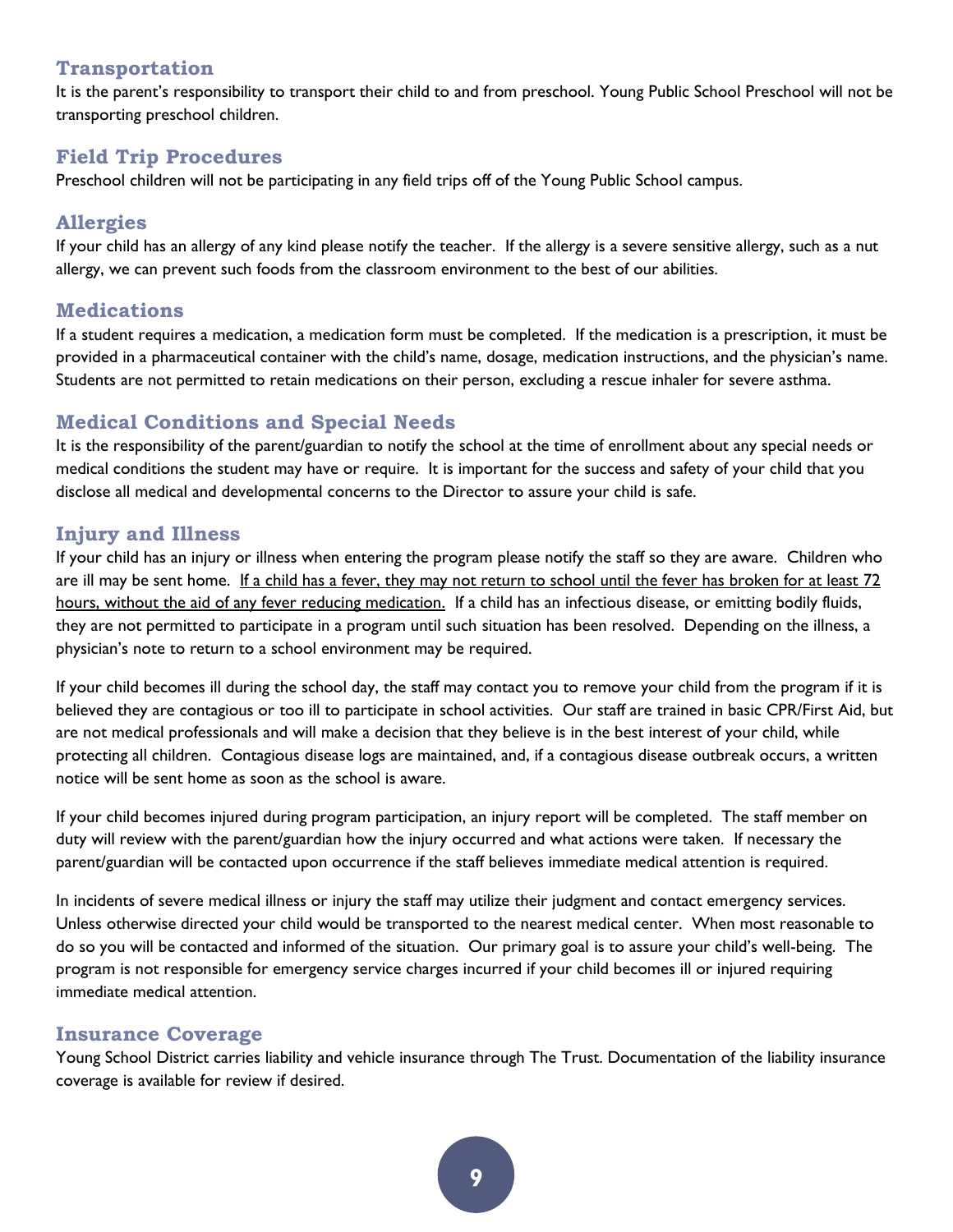## Transportation

It is the parent's responsibility to transport their child to and from preschool. Young Public School Preschool will not be transporting preschool children.

## Field Trip Procedures

Preschool children will not be participating in any field trips off of the Young Public School campus.

## Allergies

If your child has an allergy of any kind please notify the teacher. If the allergy is a severe sensitive allergy, such as a nut allergy, we can prevent such foods from the classroom environment to the best of our abilities.

## Medications

If a student requires a medication, a medication form must be completed. If the medication is a prescription, it must be provided in a pharmaceutical container with the child's name, dosage, medication instructions, and the physician's name. Students are not permitted to retain medications on their person, excluding a rescue inhaler for severe asthma.

## Medical Conditions and Special Needs

It is the responsibility of the parent/guardian to notify the school at the time of enrollment about any special needs or medical conditions the student may have or require. It is important for the success and safety of your child that you disclose all medical and developmental concerns to the Director to assure your child is safe.

## Injury and Illness

If your child has an injury or illness when entering the program please notify the staff so they are aware. Children who are ill may be sent home. <u>If a child has a fever, they may not return to school until the fever has broken for at least 72 hours, without the aid of any fever reducing medication.</u> If a child has an infectious disease, or emitting bodily fluids, they are not permitted to participate in a program until such situation has been resolved. Depending on the illness, a physician's note to return to a school environment may be required.

If your child becomes ill during the school day, the staff may contact you to remove your child from the program if it is believed they are contagious or too ill to participate in school activities. Our staff are trained in basic CPR/First Aid, but are not medical professionals and will make a decision that they believe is in the best interest of your child, while protecting all children. Contagious disease logs are maintained, and, if a contagious disease outbreak occurs, a written notice will be sent home as soon as the school is aware.

If your child becomes injured during program participation, an injury report will be completed. The staff member on duty will review with the parent/guardian how the injury occurred and what actions were taken. If necessary the parent/guardian will be contacted upon occurrence if the staff believes immediate medical attention is required.

In incidents of severe medical illness or injury the staff may utilize their judgment and contact emergency services. Unless otherwise directed your child would be transported to the nearest medical center. When most reasonable to do so you will be contacted and informed of the situation. Our primary goal is to assure your child's well-being. The program is not responsible for emergency service charges incurred if your child becomes ill or injured requiring immediate medical attention.

## Insurance Coverage

Young School District carries liability and vehicle insurance through The Trust. Documentation of the liability insurance coverage is available for review if desired.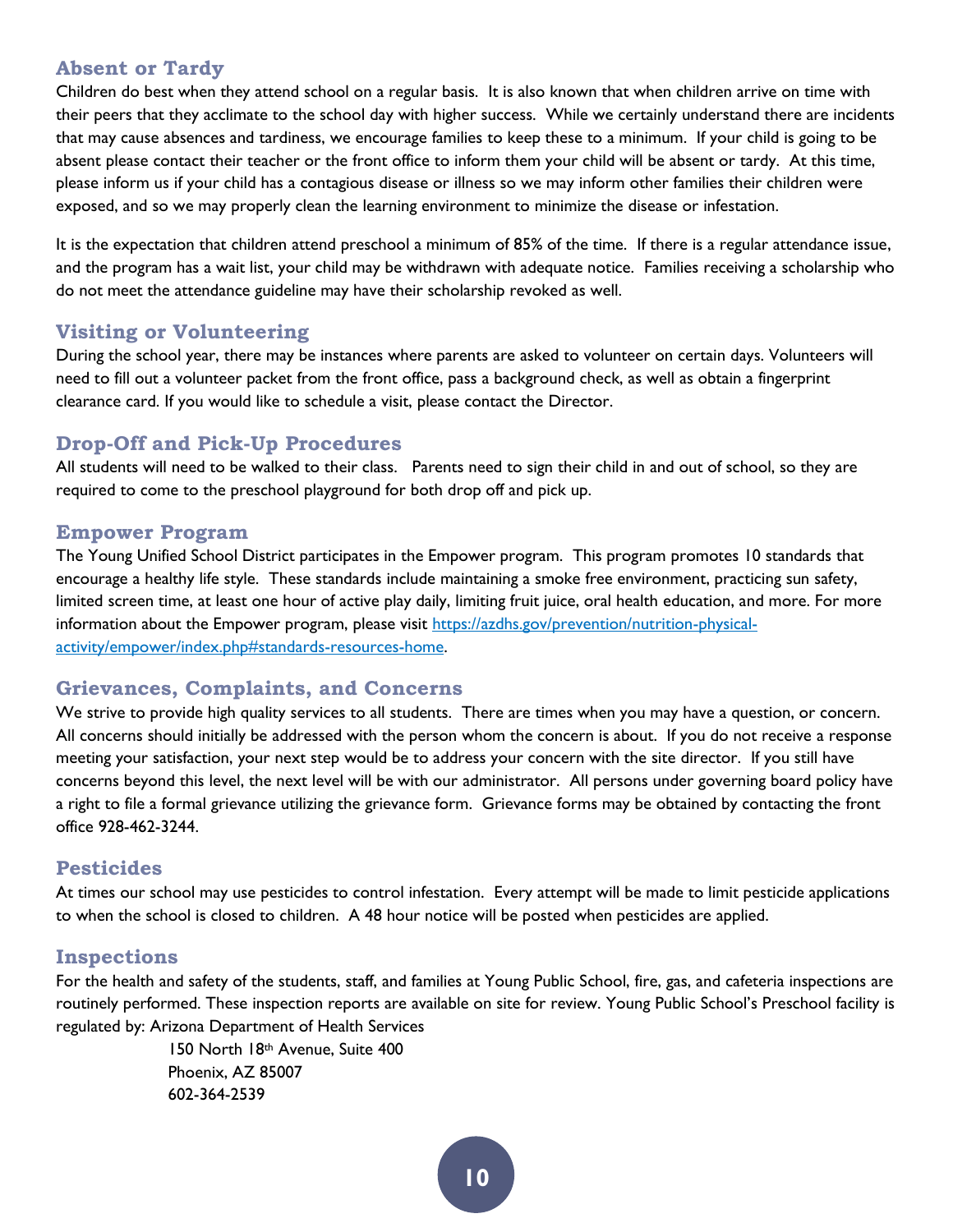## Absent or Tardy

Children do best when they attend school on a regular basis. It is also known that when children arrive on time with their peers that they acclimate to the school day with higher success. While we certainly understand there are incidents that may cause absences and tardiness, we encourage families to keep these to a minimum. If your child is going to be absent please contact their teacher or the front office to inform them your child will be absent or tardy. At this time, please inform us if your child has a contagious disease or illness so we may inform other families their children were exposed, and so we may properly clean the learning environment to minimize the disease or infestation.

It is the expectation that children attend preschool a minimum of 85% of the time. If there is a regular attendance issue, and the program has a wait list, your child may be withdrawn with adequate notice. Families receiving a scholarship who do not meet the attendance guideline may have their scholarship revoked as well.

## Visiting or Volunteering

During the school year, there may be instances where parents are asked to volunteer on certain days. Volunteers will need to fill out a volunteer packet from the front office, pass a background check, as well as obtain a fingerprint clearance card. If you would like to schedule a visit, please contact the Director.

## Drop-Off and Pick-Up Procedures

All students will need to be walked to their class. Parents need to sign their child in and out of school, so they are required to come to the preschool playground for both drop off and pick up.

## Empower Program

The Young Unified School District participates in the Empower program. This program promotes 10 standards that encourage a healthy life style. These standards include maintaining a smoke free environment, practicing sun safety, limited screen time, at least one hour of active play daily, limiting fruit juice, oral health education, and more. For more information about the Empower program, please visit https://azdhs.gov/prevention/nutrition-physical-activity/empower/index.php#standards-resources-home.

## Grievances, Complaints, and Concerns

We strive to provide high quality services to all students. There are times when you may have a question, or concern. All concerns should initially be addressed with the person whom the concern is about. If you do not receive a response meeting your satisfaction, your next step would be to address your concern with the site director. If you still have concerns beyond this level, the next level will be with our administrator. All persons under governing board policy have a right to file a formal grievance utilizing the grievance form. Grievance forms may be obtained by contacting the front office 928-462-3244.

## Pesticides

At times our school may use pesticides to control infestation. Every attempt will be made to limit pesticide applications to when the school is closed to children. A 48 hour notice will be posted when pesticides are applied.

## Inspections

For the health and safety of the students, staff, and families at Young Public School, fire, gas, and cafeteria inspections are routinely performed. These inspection reports are available on site for review. Young Public School's Preschool facility is regulated by: Arizona Department of Health Services

150 North 18th Avenue, Suite 400
Phoenix, AZ 85007
602-364-2539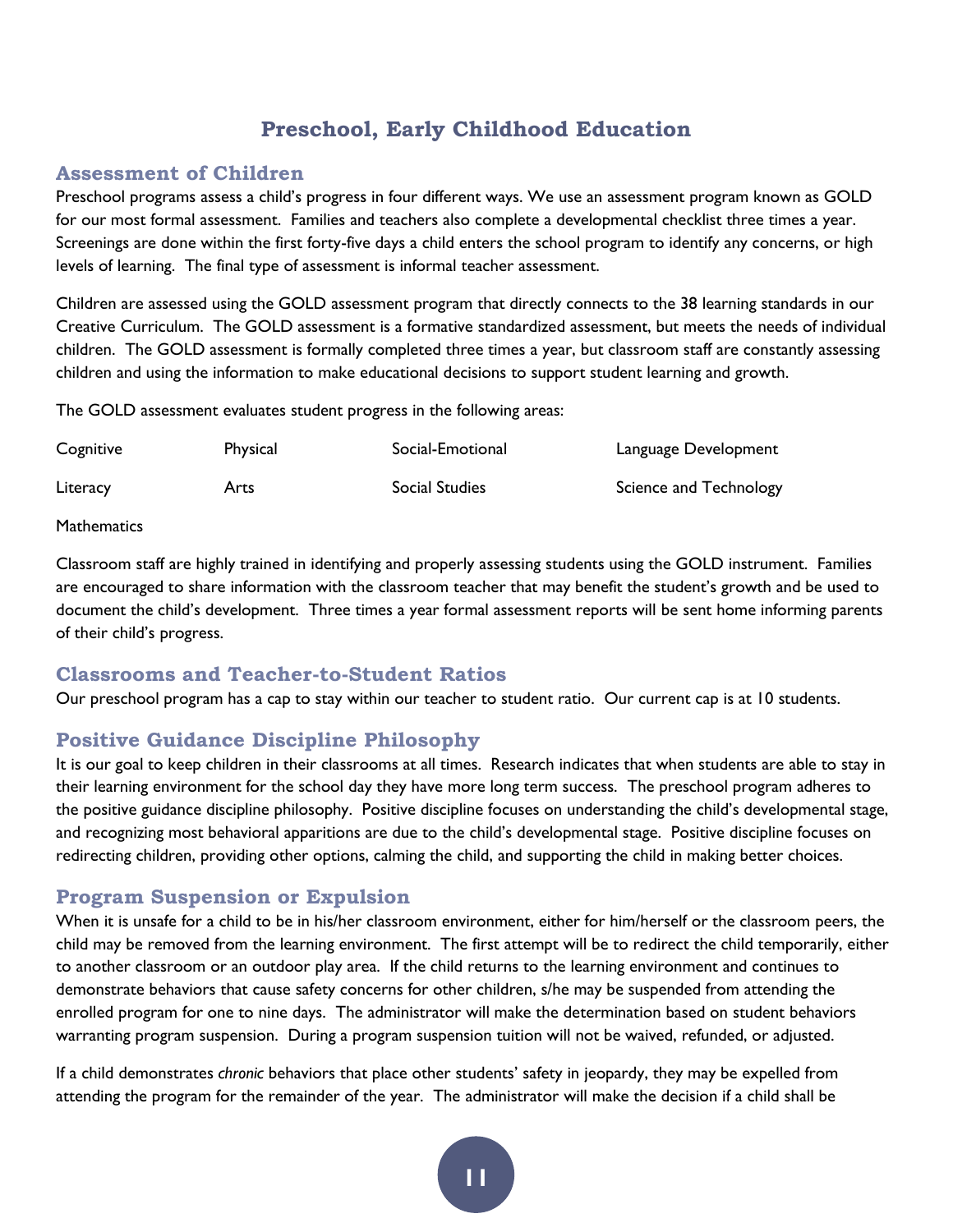# Preschool, Early Childhood Education

## Assessment of Children

Preschool programs assess a child's progress in four different ways. We use an assessment program known as GOLD for our most formal assessment. Families and teachers also complete a developmental checklist three times a year. Screenings are done within the first forty-five days a child enters the school program to identify any concerns, or high levels of learning. The final type of assessment is informal teacher assessment.

Children are assessed using the GOLD assessment program that directly connects to the 38 learning standards in our Creative Curriculum. The GOLD assessment is a formative standardized assessment, but meets the needs of individual children. The GOLD assessment is formally completed three times a year, but classroom staff are constantly assessing children and using the information to make educational decisions to support student learning and growth.

The GOLD assessment evaluates student progress in the following areas:

| | | | |
|---|---|---|---|
| Cognitive | Physical | Social-Emotional | Language Development |
| Literacy | Arts | Social Studies | Science and Technology |
| Mathematics | | | |

Classroom staff are highly trained in identifying and properly assessing students using the GOLD instrument. Families are encouraged to share information with the classroom teacher that may benefit the student's growth and be used to document the child's development. Three times a year formal assessment reports will be sent home informing parents of their child's progress.

## Classrooms and Teacher-to-Student Ratios

Our preschool program has a cap to stay within our teacher to student ratio. Our current cap is at 10 students.

## Positive Guidance Discipline Philosophy

It is our goal to keep children in their classrooms at all times. Research indicates that when students are able to stay in their learning environment for the school day they have more long term success. The preschool program adheres to the positive guidance discipline philosophy. Positive discipline focuses on understanding the child's developmental stage, and recognizing most behavioral apparitions are due to the child's developmental stage. Positive discipline focuses on redirecting children, providing other options, calming the child, and supporting the child in making better choices.

## Program Suspension or Expulsion

When it is unsafe for a child to be in his/her classroom environment, either for him/herself or the classroom peers, the child may be removed from the learning environment. The first attempt will be to redirect the child temporarily, either to another classroom or an outdoor play area. If the child returns to the learning environment and continues to demonstrate behaviors that cause safety concerns for other children, s/he may be suspended from attending the enrolled program for one to nine days. The administrator will make the determination based on student behaviors warranting program suspension. During a program suspension tuition will not be waived, refunded, or adjusted.

If a child demonstrates *chronic* behaviors that place other students' safety in jeopardy, they may be expelled from attending the program for the remainder of the year. The administrator will make the decision if a child shall be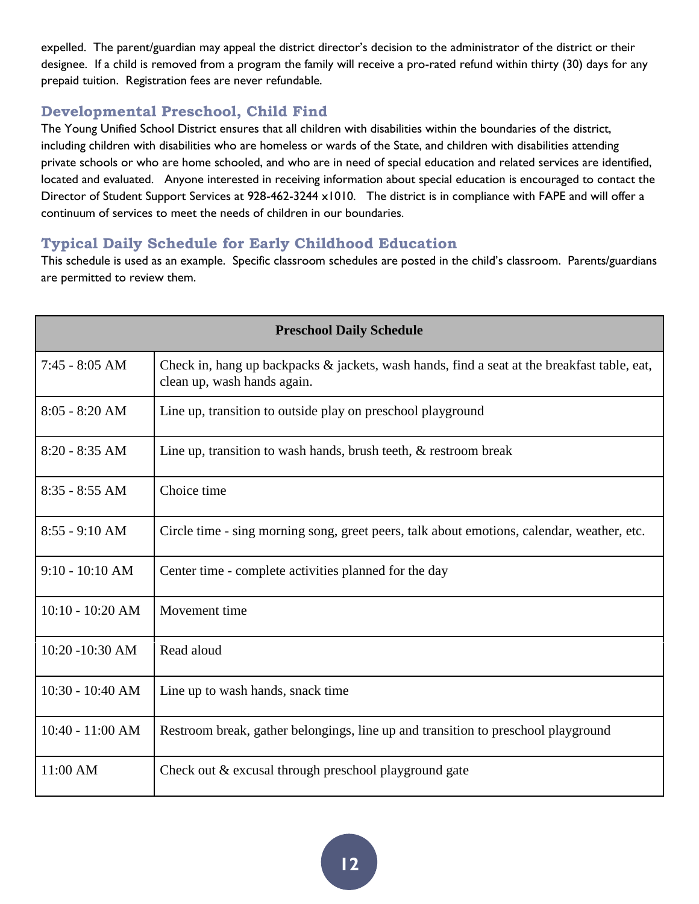expelled. The parent/guardian may appeal the district director's decision to the administrator of the district or their designee. If a child is removed from a program the family will receive a pro-rated refund within thirty (30) days for any prepaid tuition. Registration fees are never refundable.

## Developmental Preschool, Child Find

The Young Unified School District ensures that all children with disabilities within the boundaries of the district, including children with disabilities who are homeless or wards of the State, and children with disabilities attending private schools or who are home schooled, and who are in need of special education and related services are identified, located and evaluated. Anyone interested in receiving information about special education is encouraged to contact the Director of Student Support Services at 928-462-3244 x1010. The district is in compliance with FAPE and will offer a continuum of services to meet the needs of children in our boundaries.

## Typical Daily Schedule for Early Childhood Education

This schedule is used as an example. Specific classroom schedules are posted in the child's classroom. Parents/guardians are permitted to review them.

| **Preschool Daily Schedule** | |
|---|---|
| 7:45 - 8:05 AM | Check in, hang up backpacks & jackets, wash hands, find a seat at the breakfast table, eat, clean up, wash hands again. |
| 8:05 - 8:20 AM | Line up, transition to outside play on preschool playground |
| 8:20 - 8:35 AM | Line up, transition to wash hands, brush teeth, & restroom break |
| 8:35 - 8:55 AM | Choice time |
| 8:55 - 9:10 AM | Circle time - sing morning song, greet peers, talk about emotions, calendar, weather, etc. |
| 9:10 - 10:10 AM | Center time - complete activities planned for the day |
| 10:10 - 10:20 AM | Movement time |
| 10:20 -10:30 AM | Read aloud |
| 10:30 - 10:40 AM | Line up to wash hands, snack time |
| 10:40 - 11:00 AM | Restroom break, gather belongings, line up and transition to preschool playground |
| 11:00 AM | Check out & excusal through preschool playground gate |